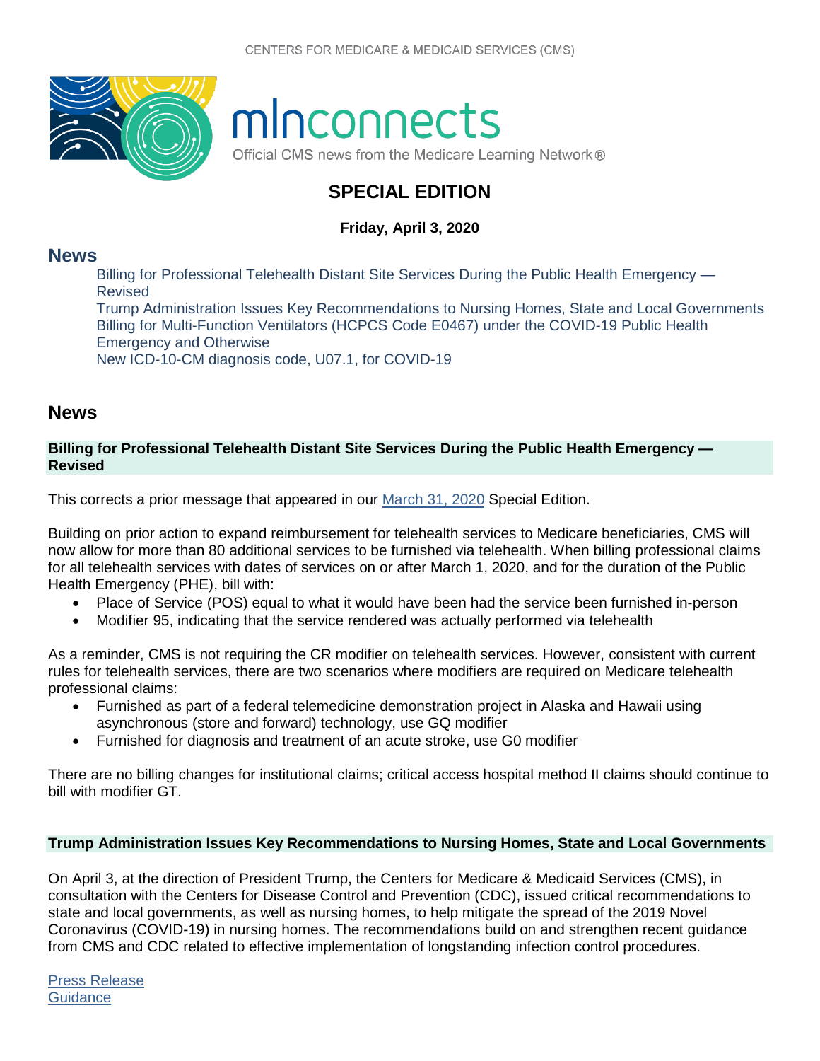CENTERS FOR MEDICARE & MEDICAID SERVICES (CMS)

# mlnconnects

Official CMS news from the Medicare Learning Network®

## SPECIAL EDITION

**Friday, April 3, 2020**

## News

- Billing for Professional Telehealth Distant Site Services During the Public Health Emergency — Revised
- Trump Administration Issues Key Recommendations to Nursing Homes, State and Local Governments
- Billing for Multi-Function Ventilators (HCPCS Code E0467) under the COVID-19 Public Health Emergency and Otherwise
- New ICD-10-CM diagnosis code, U07.1, for COVID-19

## News

### Billing for Professional Telehealth Distant Site Services During the Public Health Emergency — Revised

This corrects a prior message that appeared in our March 31, 2020 Special Edition.

Building on prior action to expand reimbursement for telehealth services to Medicare beneficiaries, CMS will now allow for more than 80 additional services to be furnished via telehealth. When billing professional claims for all telehealth services with dates of services on or after March 1, 2020, and for the duration of the Public Health Emergency (PHE), bill with:

- Place of Service (POS) equal to what it would have been had the service been furnished in-person
- Modifier 95, indicating that the service rendered was actually performed via telehealth

As a reminder, CMS is not requiring the CR modifier on telehealth services. However, consistent with current rules for telehealth services, there are two scenarios where modifiers are required on Medicare telehealth professional claims:

- Furnished as part of a federal telemedicine demonstration project in Alaska and Hawaii using asynchronous (store and forward) technology, use GQ modifier
- Furnished for diagnosis and treatment of an acute stroke, use G0 modifier

There are no billing changes for institutional claims; critical access hospital method II claims should continue to bill with modifier GT.

### Trump Administration Issues Key Recommendations to Nursing Homes, State and Local Governments

On April 3, at the direction of President Trump, the Centers for Medicare & Medicaid Services (CMS), in consultation with the Centers for Disease Control and Prevention (CDC), issued critical recommendations to state and local governments, as well as nursing homes, to help mitigate the spread of the 2019 Novel Coronavirus (COVID-19) in nursing homes. The recommendations build on and strengthen recent guidance from CMS and CDC related to effective implementation of longstanding infection control procedures.

Press Release
Guidance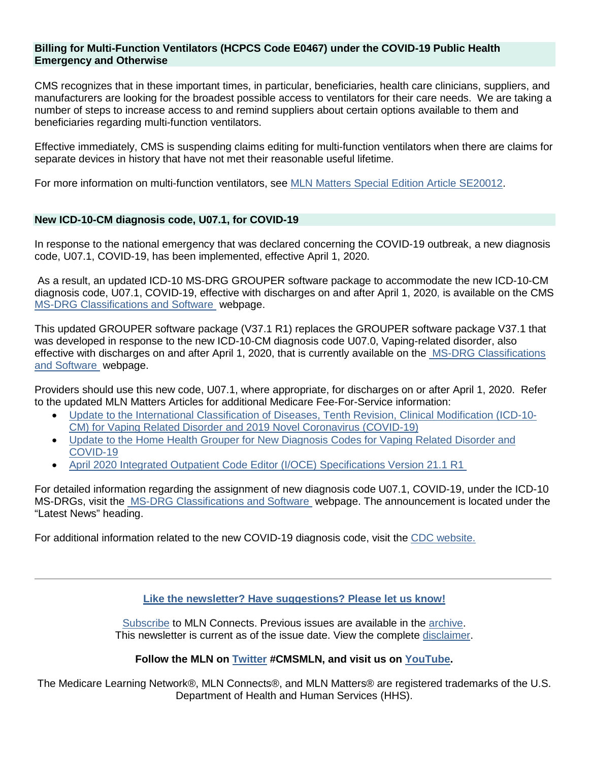### Billing for Multi-Function Ventilators (HCPCS Code E0467) under the COVID-19 Public Health Emergency and Otherwise

CMS recognizes that in these important times, in particular, beneficiaries, health care clinicians, suppliers, and manufacturers are looking for the broadest possible access to ventilators for their care needs. We are taking a number of steps to increase access to and remind suppliers about certain options available to them and beneficiaries regarding multi-function ventilators.

Effective immediately, CMS is suspending claims editing for multi-function ventilators when there are claims for separate devices in history that have not met their reasonable useful lifetime.

For more information on multi-function ventilators, see MLN Matters Special Edition Article SE20012.

### New ICD-10-CM diagnosis code, U07.1, for COVID-19

In response to the national emergency that was declared concerning the COVID-19 outbreak, a new diagnosis code, U07.1, COVID-19, has been implemented, effective April 1, 2020.

As a result, an updated ICD-10 MS-DRG GROUPER software package to accommodate the new ICD-10-CM diagnosis code, U07.1, COVID-19, effective with discharges on and after April 1, 2020, is available on the CMS MS-DRG Classifications and Software webpage.

This updated GROUPER software package (V37.1 R1) replaces the GROUPER software package V37.1 that was developed in response to the new ICD-10-CM diagnosis code U07.0, Vaping-related disorder, also effective with discharges on and after April 1, 2020, that is currently available on the MS-DRG Classifications and Software webpage.

Providers should use this new code, U07.1, where appropriate, for discharges on or after April 1, 2020. Refer to the updated MLN Matters Articles for additional Medicare Fee-For-Service information:

- Update to the International Classification of Diseases, Tenth Revision, Clinical Modification (ICD-10-CM) for Vaping Related Disorder and 2019 Novel Coronavirus (COVID-19)
- Update to the Home Health Grouper for New Diagnosis Codes for Vaping Related Disorder and COVID-19
- April 2020 Integrated Outpatient Code Editor (I/OCE) Specifications Version 21.1 R1

For detailed information regarding the assignment of new diagnosis code U07.1, COVID-19, under the ICD-10 MS-DRGs, visit the MS-DRG Classifications and Software webpage. The announcement is located under the "Latest News" heading.

For additional information related to the new COVID-19 diagnosis code, visit the CDC website.

---

**Like the newsletter? Have suggestions? Please let us know!**

Subscribe to MLN Connects. Previous issues are available in the archive.
This newsletter is current as of the issue date. View the complete disclaimer.

**Follow the MLN on Twitter #CMSMLN, and visit us on YouTube.**

The Medicare Learning Network®, MLN Connects®, and MLN Matters® are registered trademarks of the U.S. Department of Health and Human Services (HHS).